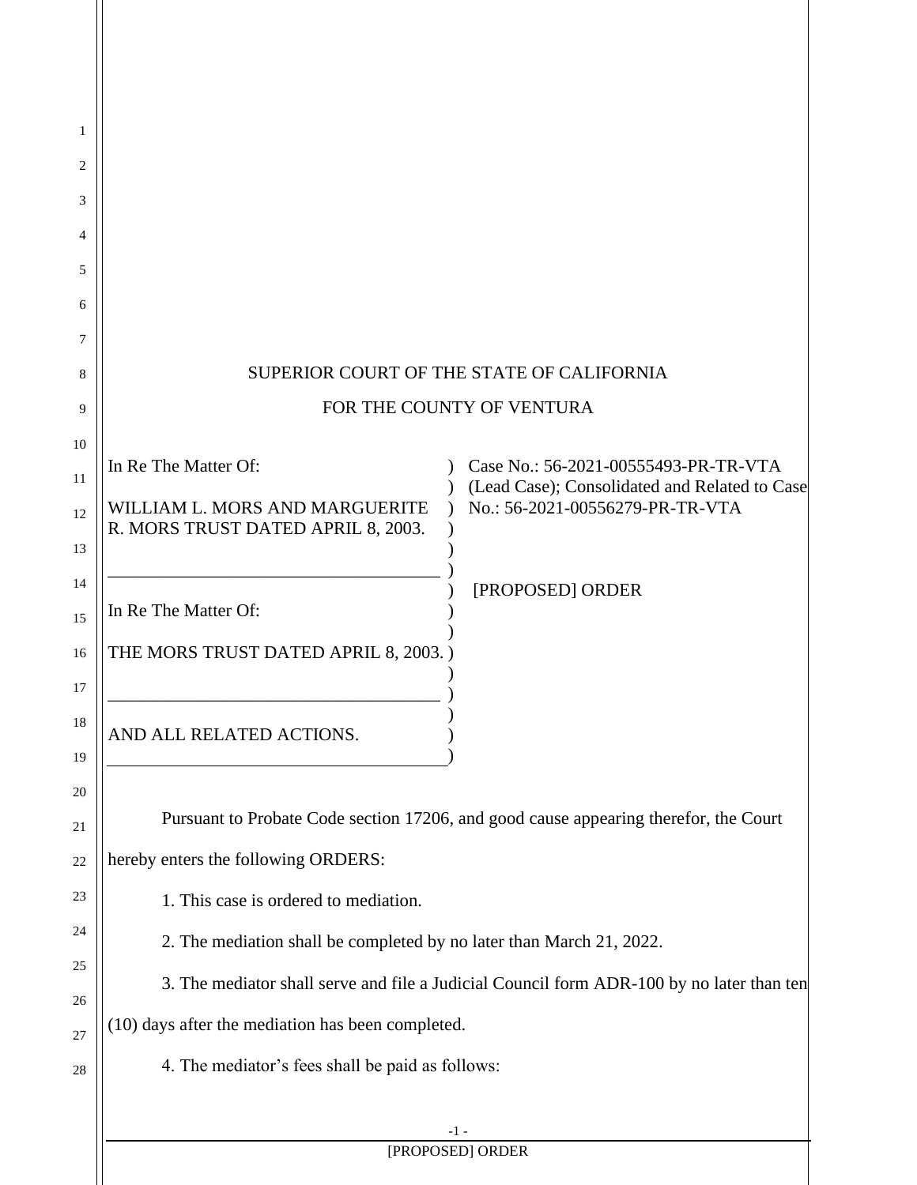SUPERIOR COURT OF THE STATE OF CALIFORNIA

FOR THE COUNTY OF VENTURA

| | | |
|---|---|---|
| In Re The Matter Of:<br><br>WILLIAM L. MORS AND MARGUERITE R. MORS TRUST DATED APRIL 8, 2003.<br>\_\_\_\_\_\_\_\_\_\_\_\_\_\_\_\_\_\_\_\_\_\_\_\_\_\_<br>In Re The Matter Of:<br><br>THE MORS TRUST DATED APRIL 8, 2003.<br>\_\_\_\_\_\_\_\_\_\_\_\_\_\_\_\_\_\_\_\_\_\_\_\_\_\_<br>AND ALL RELATED ACTIONS. | ) | Case No.: 56-2021-00555493-PR-TR-VTA (Lead Case); Consolidated and Related to Case No.: 56-2021-00556279-PR-TR-VTA<br><br>[PROPOSED] ORDER |

Pursuant to Probate Code section 17206, and good cause appearing therefor, the Court hereby enters the following ORDERS:

1. This case is ordered to mediation.

2. The mediation shall be completed by no later than March 21, 2022.

3. The mediator shall serve and file a Judicial Council form ADR-100 by no later than ten (10) days after the mediation has been completed.

4. The mediator's fees shall be paid as follows: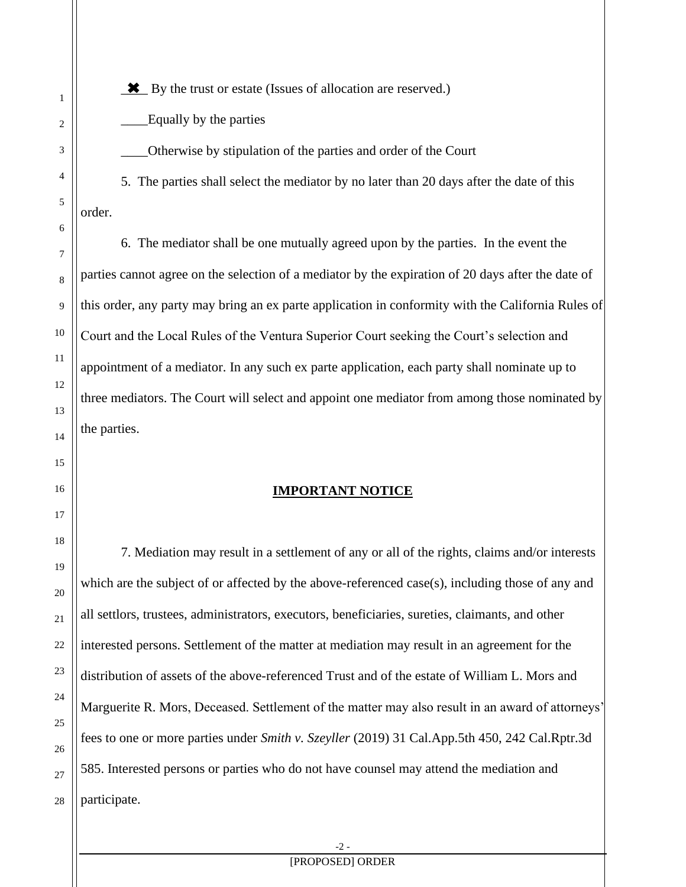_✖_ By the trust or estate (Issues of allocation are reserved.)

____Equally by the parties

____Otherwise by stipulation of the parties and order of the Court

5. The parties shall select the mediator by no later than 20 days after the date of this order.

6. The mediator shall be one mutually agreed upon by the parties. In the event the parties cannot agree on the selection of a mediator by the expiration of 20 days after the date of this order, any party may bring an ex parte application in conformity with the California Rules of Court and the Local Rules of the Ventura Superior Court seeking the Court's selection and appointment of a mediator. In any such ex parte application, each party shall nominate up to three mediators. The Court will select and appoint one mediator from among those nominated by the parties.

**IMPORTANT NOTICE**

7. Mediation may result in a settlement of any or all of the rights, claims and/or interests which are the subject of or affected by the above-referenced case(s), including those of any and all settlors, trustees, administrators, executors, beneficiaries, sureties, claimants, and other interested persons. Settlement of the matter at mediation may result in an agreement for the distribution of assets of the above-referenced Trust and of the estate of William L. Mors and Marguerite R. Mors, Deceased. Settlement of the matter may also result in an award of attorneys' fees to one or more parties under *Smith v. Szeyller* (2019) 31 Cal.App.5th 450, 242 Cal.Rptr.3d 585. Interested persons or parties who do not have counsel may attend the mediation and participate.

[PROPOSED] ORDER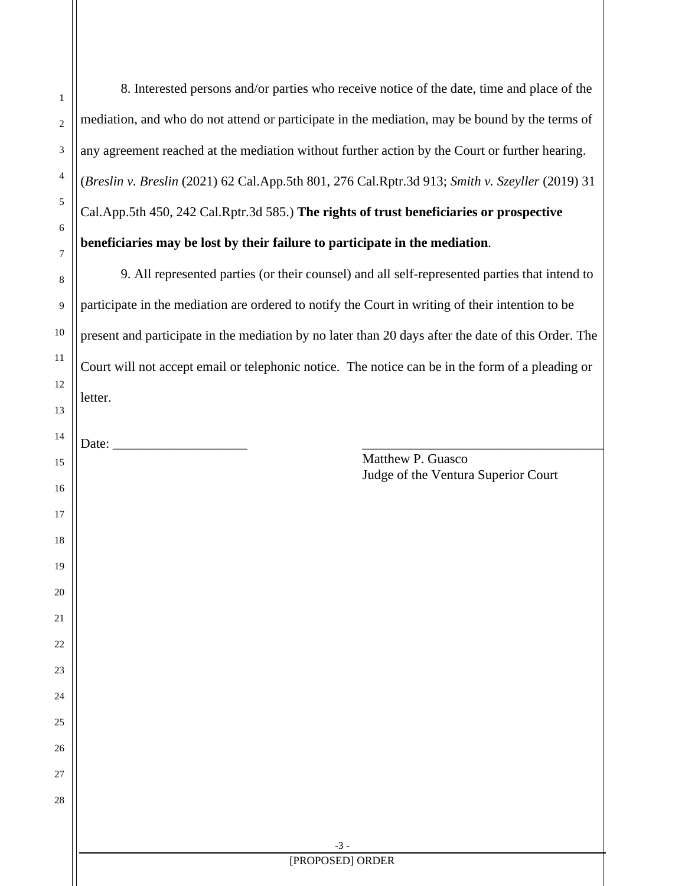8. Interested persons and/or parties who receive notice of the date, time and place of the mediation, and who do not attend or participate in the mediation, may be bound by the terms of any agreement reached at the mediation without further action by the Court or further hearing. (*Breslin v. Breslin* (2021) 62 Cal.App.5th 801, 276 Cal.Rptr.3d 913; *Smith v. Szeyller* (2019) 31 Cal.App.5th 450, 242 Cal.Rptr.3d 585.) **The rights of trust beneficiaries or prospective beneficiaries may be lost by their failure to participate in the mediation**.

9. All represented parties (or their counsel) and all self-represented parties that intend to participate in the mediation are ordered to notify the Court in writing of their intention to be present and participate in the mediation by no later than 20 days after the date of this Order. The Court will not accept email or telephonic notice. The notice can be in the form of a pleading or letter.

Date: ____________________

_____________________________________
Matthew P. Guasco
Judge of the Ventura Superior Court